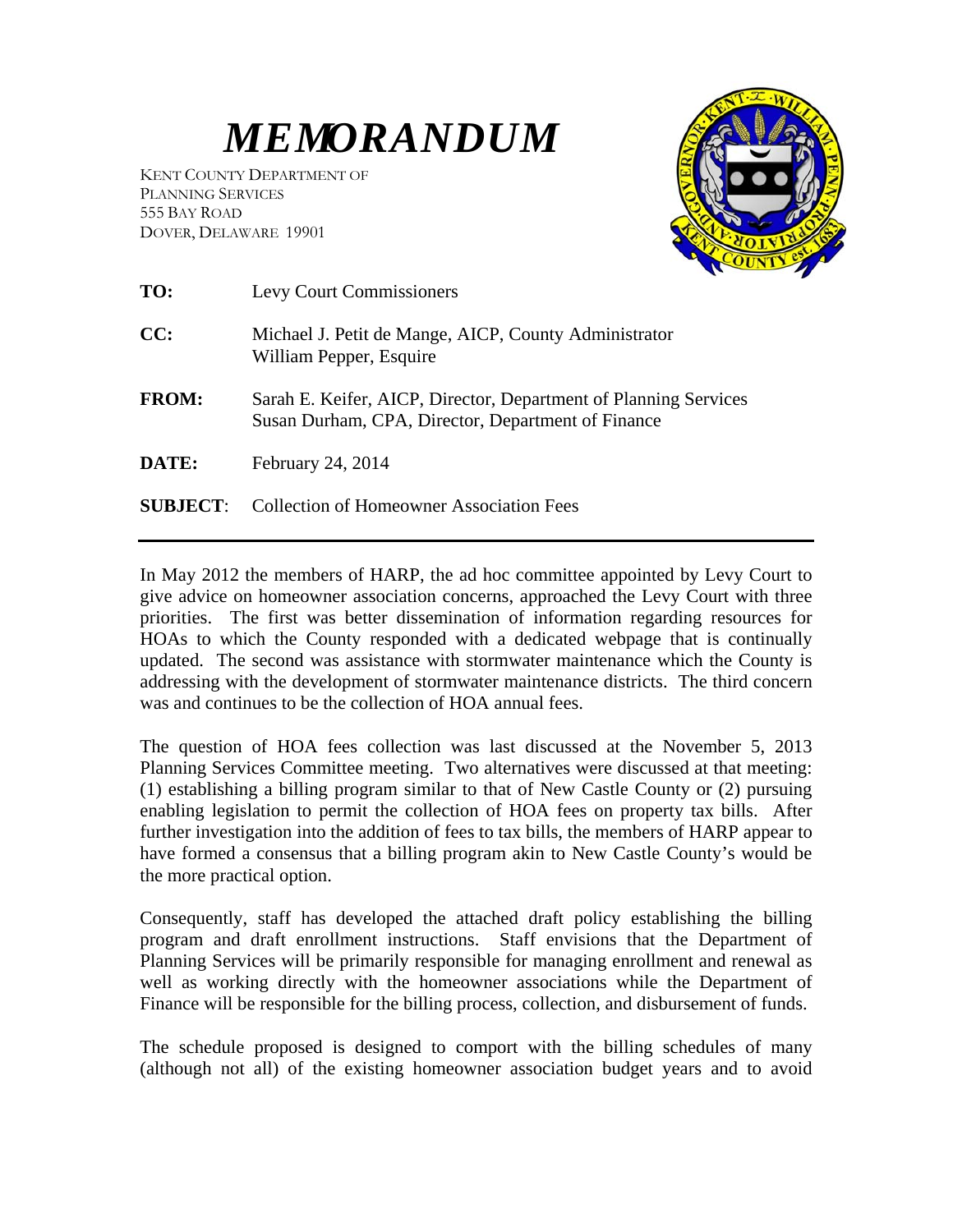# *MEMORANDUM*

KENT COUNTY DEPARTMENT OF
PLANNING SERVICES
555 BAY ROAD
DOVER, DELAWARE 19901

**TO:** Levy Court Commissioners

**CC:** Michael J. Petit de Mange, AICP, County Administrator
William Pepper, Esquire

**FROM:** Sarah E. Keifer, AICP, Director, Department of Planning Services
Susan Durham, CPA, Director, Department of Finance

**DATE:** February 24, 2014

**SUBJECT**: Collection of Homeowner Association Fees

---

In May 2012 the members of HARP, the ad hoc committee appointed by Levy Court to give advice on homeowner association concerns, approached the Levy Court with three priorities. The first was better dissemination of information regarding resources for HOAs to which the County responded with a dedicated webpage that is continually updated. The second was assistance with stormwater maintenance which the County is addressing with the development of stormwater maintenance districts. The third concern was and continues to be the collection of HOA annual fees.

The question of HOA fees collection was last discussed at the November 5, 2013 Planning Services Committee meeting. Two alternatives were discussed at that meeting: (1) establishing a billing program similar to that of New Castle County or (2) pursuing enabling legislation to permit the collection of HOA fees on property tax bills. After further investigation into the addition of fees to tax bills, the members of HARP appear to have formed a consensus that a billing program akin to New Castle County's would be the more practical option.

Consequently, staff has developed the attached draft policy establishing the billing program and draft enrollment instructions. Staff envisions that the Department of Planning Services will be primarily responsible for managing enrollment and renewal as well as working directly with the homeowner associations while the Department of Finance will be responsible for the billing process, collection, and disbursement of funds.

The schedule proposed is designed to comport with the billing schedules of many (although not all) of the existing homeowner association budget years and to avoid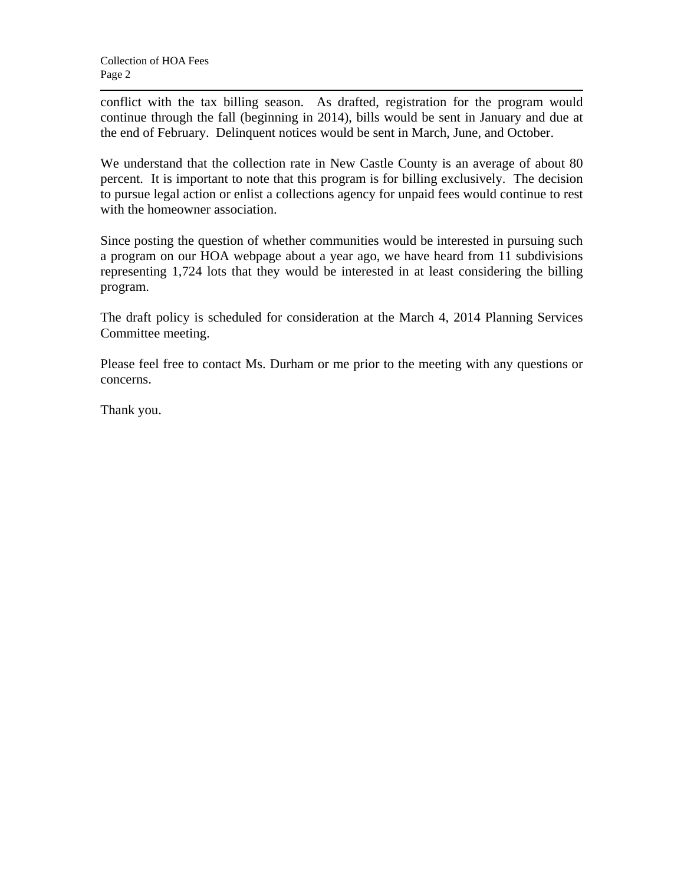conflict with the tax billing season. As drafted, registration for the program would continue through the fall (beginning in 2014), bills would be sent in January and due at the end of February. Delinquent notices would be sent in March, June, and October.

We understand that the collection rate in New Castle County is an average of about 80 percent. It is important to note that this program is for billing exclusively. The decision to pursue legal action or enlist a collections agency for unpaid fees would continue to rest with the homeowner association.

Since posting the question of whether communities would be interested in pursuing such a program on our HOA webpage about a year ago, we have heard from 11 subdivisions representing 1,724 lots that they would be interested in at least considering the billing program.

The draft policy is scheduled for consideration at the March 4, 2014 Planning Services Committee meeting.

Please feel free to contact Ms. Durham or me prior to the meeting with any questions or concerns.

Thank you.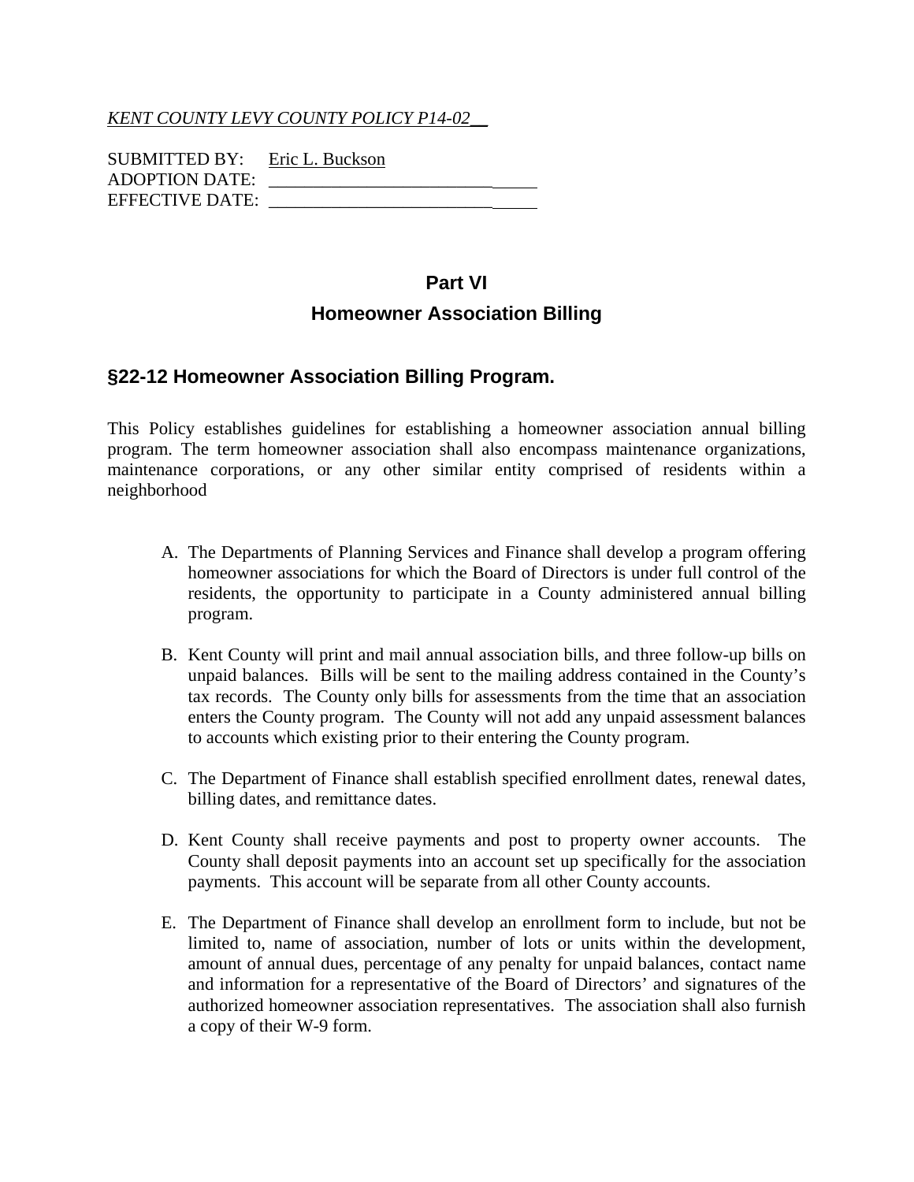*KENT COUNTY LEVY COUNTY POLICY P14-02__*

SUBMITTED BY: Eric L. Buckson
ADOPTION DATE: ______________________________
EFFECTIVE DATE: ______________________________

# Part VI

# Homeowner Association Billing

## §22-12 Homeowner Association Billing Program.

This Policy establishes guidelines for establishing a homeowner association annual billing program. The term homeowner association shall also encompass maintenance organizations, maintenance corporations, or any other similar entity comprised of residents within a neighborhood

A. The Departments of Planning Services and Finance shall develop a program offering homeowner associations for which the Board of Directors is under full control of the residents, the opportunity to participate in a County administered annual billing program.

B. Kent County will print and mail annual association bills, and three follow-up bills on unpaid balances. Bills will be sent to the mailing address contained in the County's tax records. The County only bills for assessments from the time that an association enters the County program. The County will not add any unpaid assessment balances to accounts which existing prior to their entering the County program.

C. The Department of Finance shall establish specified enrollment dates, renewal dates, billing dates, and remittance dates.

D. Kent County shall receive payments and post to property owner accounts. The County shall deposit payments into an account set up specifically for the association payments. This account will be separate from all other County accounts.

E. The Department of Finance shall develop an enrollment form to include, but not be limited to, name of association, number of lots or units within the development, amount of annual dues, percentage of any penalty for unpaid balances, contact name and information for a representative of the Board of Directors' and signatures of the authorized homeowner association representatives. The association shall also furnish a copy of their W-9 form.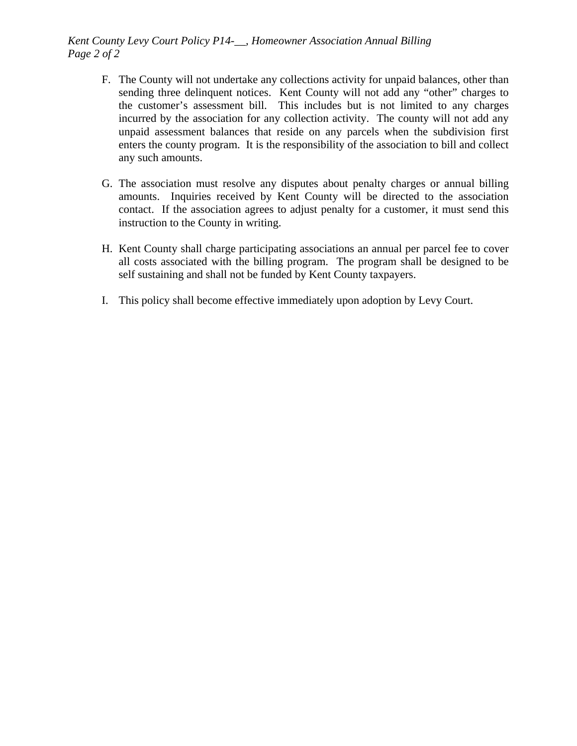F. The County will not undertake any collections activity for unpaid balances, other than sending three delinquent notices. Kent County will not add any "other" charges to the customer's assessment bill. This includes but is not limited to any charges incurred by the association for any collection activity. The county will not add any unpaid assessment balances that reside on any parcels when the subdivision first enters the county program. It is the responsibility of the association to bill and collect any such amounts.

G. The association must resolve any disputes about penalty charges or annual billing amounts. Inquiries received by Kent County will be directed to the association contact. If the association agrees to adjust penalty for a customer, it must send this instruction to the County in writing.

H. Kent County shall charge participating associations an annual per parcel fee to cover all costs associated with the billing program. The program shall be designed to be self sustaining and shall not be funded by Kent County taxpayers.

I. This policy shall become effective immediately upon adoption by Levy Court.